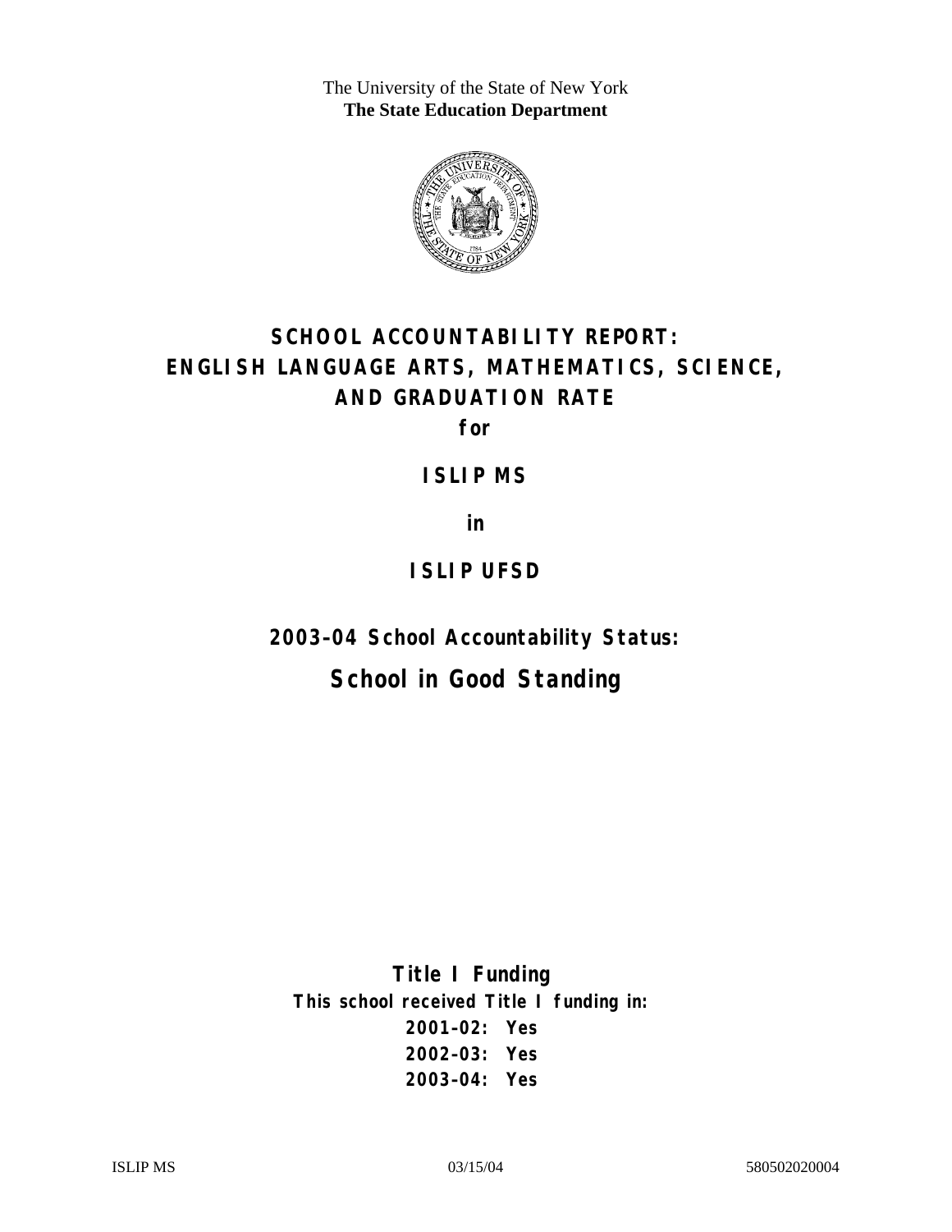The University of the State of New York
**The State Education Department**

# SCHOOL ACCOUNTABILITY REPORT: ENGLISH LANGUAGE ARTS, MATHEMATICS, SCIENCE, AND GRADUATION RATE

**for**

## ISLIP MS

**in**

## ISLIP UFSD

### 2003–04 School Accountability Status:

## School in Good Standing

**Title I Funding**

**This school received Title I funding in:**

**2001–02: Yes**
**2002–03: Yes**
**2003–04: Yes**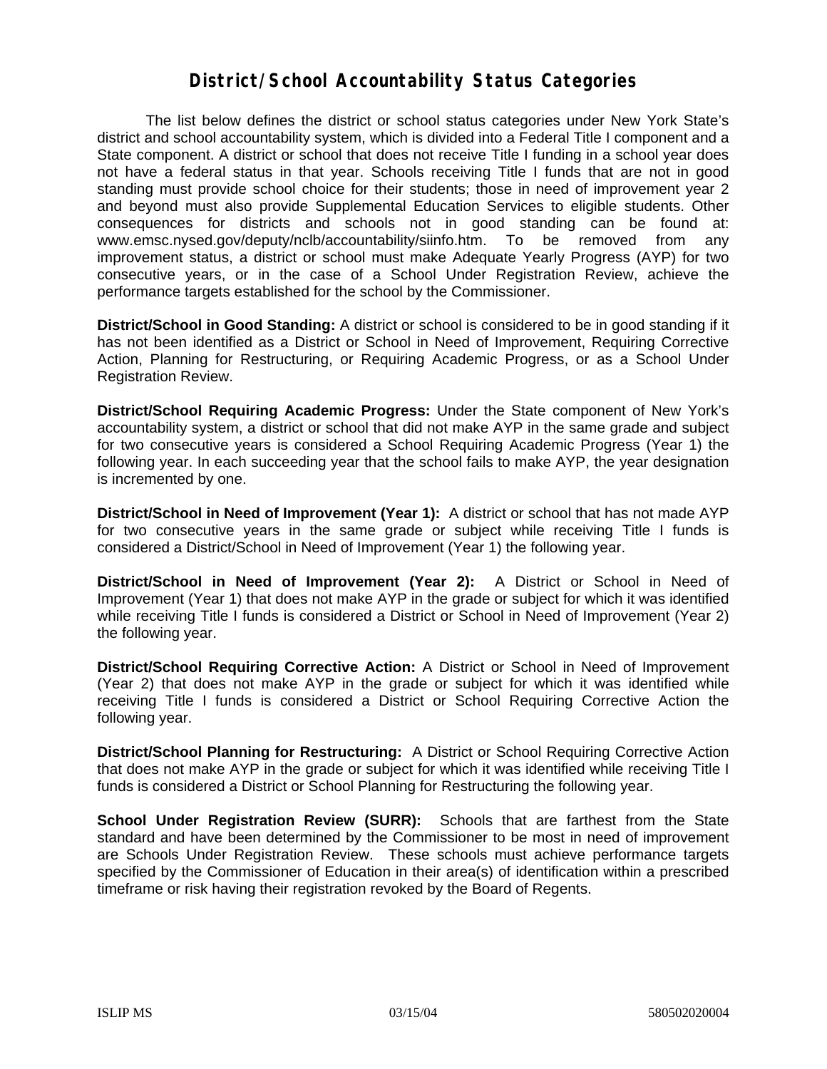# District/School Accountability Status Categories

The list below defines the district or school status categories under New York State's district and school accountability system, which is divided into a Federal Title I component and a State component. A district or school that does not receive Title I funding in a school year does not have a federal status in that year. Schools receiving Title I funds that are not in good standing must provide school choice for their students; those in need of improvement year 2 and beyond must also provide Supplemental Education Services to eligible students. Other consequences for districts and schools not in good standing can be found at: www.emsc.nysed.gov/deputy/nclb/accountability/siinfo.htm. To be removed from any improvement status, a district or school must make Adequate Yearly Progress (AYP) for two consecutive years, or in the case of a School Under Registration Review, achieve the performance targets established for the school by the Commissioner.

**District/School in Good Standing:** A district or school is considered to be in good standing if it has not been identified as a District or School in Need of Improvement, Requiring Corrective Action, Planning for Restructuring, or Requiring Academic Progress, or as a School Under Registration Review.

**District/School Requiring Academic Progress:** Under the State component of New York's accountability system, a district or school that did not make AYP in the same grade and subject for two consecutive years is considered a School Requiring Academic Progress (Year 1) the following year. In each succeeding year that the school fails to make AYP, the year designation is incremented by one.

**District/School in Need of Improvement (Year 1):** A district or school that has not made AYP for two consecutive years in the same grade or subject while receiving Title I funds is considered a District/School in Need of Improvement (Year 1) the following year.

**District/School in Need of Improvement (Year 2):** A District or School in Need of Improvement (Year 1) that does not make AYP in the grade or subject for which it was identified while receiving Title I funds is considered a District or School in Need of Improvement (Year 2) the following year.

**District/School Requiring Corrective Action:** A District or School in Need of Improvement (Year 2) that does not make AYP in the grade or subject for which it was identified while receiving Title I funds is considered a District or School Requiring Corrective Action the following year.

**District/School Planning for Restructuring:** A District or School Requiring Corrective Action that does not make AYP in the grade or subject for which it was identified while receiving Title I funds is considered a District or School Planning for Restructuring the following year.

**School Under Registration Review (SURR):** Schools that are farthest from the State standard and have been determined by the Commissioner to be most in need of improvement are Schools Under Registration Review. These schools must achieve performance targets specified by the Commissioner of Education in their area(s) of identification within a prescribed timeframe or risk having their registration revoked by the Board of Regents.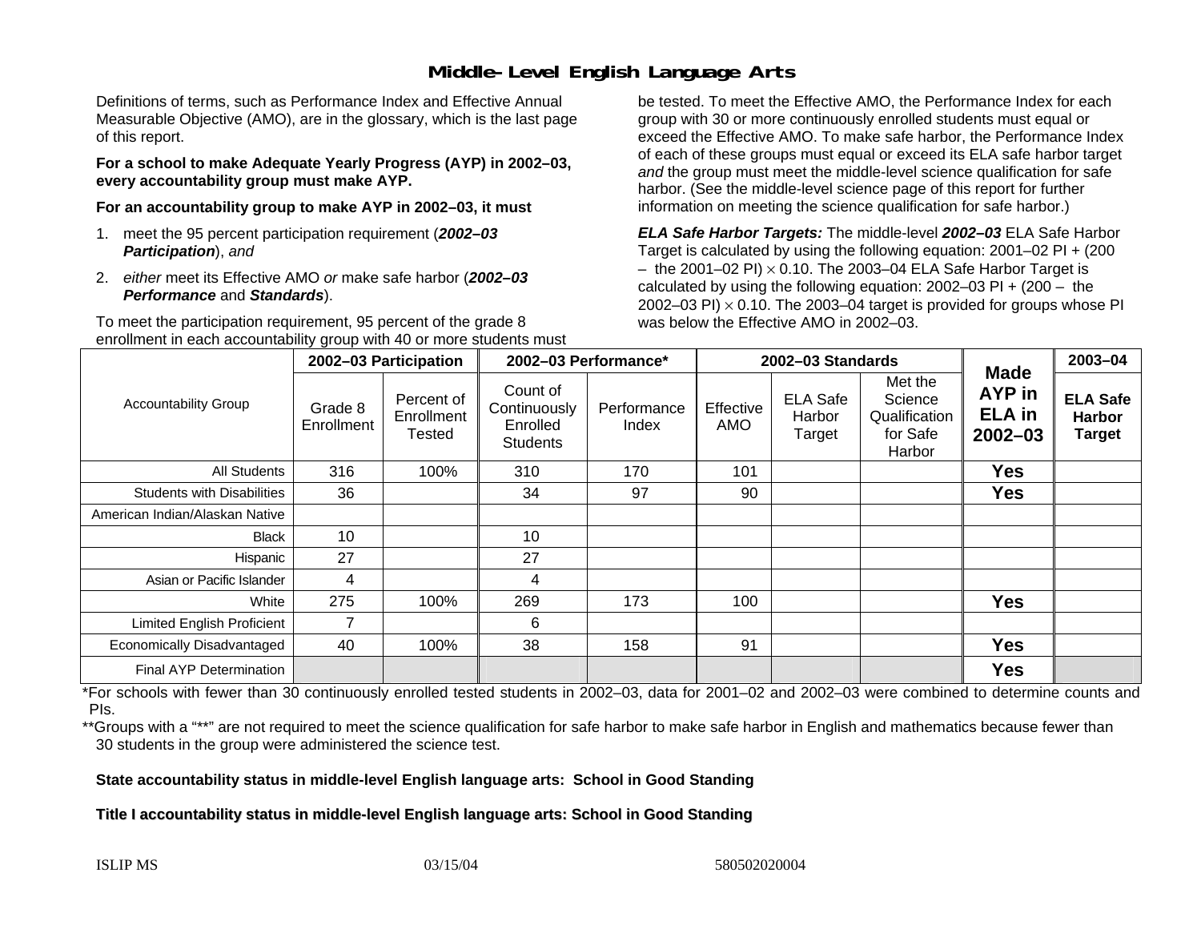# Middle-Level English Language Arts

Definitions of terms, such as Performance Index and Effective Annual Measurable Objective (AMO), are in the glossary, which is the last page of this report.

**For a school to make Adequate Yearly Progress (AYP) in 2002–03, every accountability group must make AYP.**

**For an accountability group to make AYP in 2002–03, it must**

1. meet the 95 percent participation requirement (***2002–03 Participation***), *and*
2. *either* meet its Effective AMO *or* make safe harbor (***2002–03 Performance*** and ***Standards***).

To meet the participation requirement, 95 percent of the grade 8 enrollment in each accountability group with 40 or more students must be tested. To meet the Effective AMO, the Performance Index for each group with 30 or more continuously enrolled students must equal or exceed the Effective AMO. To make safe harbor, the Performance Index of each of these groups must equal or exceed its ELA safe harbor target *and* the group must meet the middle-level science qualification for safe harbor. (See the middle-level science page of this report for further information on meeting the science qualification for safe harbor.)

***ELA Safe Harbor Targets:*** The middle-level ***2002–03*** ELA Safe Harbor Target is calculated by using the following equation: 2001–02 PI + (200 – the 2001–02 PI) × 0.10. The 2003–04 ELA Safe Harbor Target is calculated by using the following equation: 2002–03 PI + (200 – the 2002–03 PI) × 0.10. The 2003–04 target is provided for groups whose PI was below the Effective AMO in 2002–03.

| Accountability Group | 2002–03 Participation | | 2002–03 Performance* | | 2002–03 Standards | | | Made AYP in ELA in 2002–03 | 2003–04 |
|---|---|---|---|---|---|---|---|---|---|
| | Grade 8 Enrollment | Percent of Enrollment Tested | Count of Continuously Enrolled Students | Performance Index | Effective AMO | ELA Safe Harbor Target | Met the Science Qualification for Safe Harbor | | ELA Safe Harbor Target |
| All Students | 316 | 100% | 310 | 170 | 101 | | | Yes | |
| Students with Disabilities | 36 | | 34 | 97 | 90 | | | Yes | |
| American Indian/Alaskan Native | | | | | | | | | |
| Black | 10 | | 10 | | | | | | |
| Hispanic | 27 | | 27 | | | | | | |
| Asian or Pacific Islander | 4 | | 4 | | | | | | |
| White | 275 | 100% | 269 | 173 | 100 | | | Yes | |
| Limited English Proficient | 7 | | 6 | | | | | | |
| Economically Disadvantaged | 40 | 100% | 38 | 158 | 91 | | | Yes | |
| Final AYP Determination | | | | | | | | Yes | |

*For schools with fewer than 30 continuously enrolled tested students in 2002–03, data for 2001–02 and 2002–03 were combined to determine counts and PIs.

**Groups with a "**" are not required to meet the science qualification for safe harbor to make safe harbor in English and mathematics because fewer than 30 students in the group were administered the science test.

**State accountability status in middle-level English language arts: School in Good Standing**

**Title I accountability status in middle-level English language arts: School in Good Standing**

ISLIP MS 03/15/04 580502020004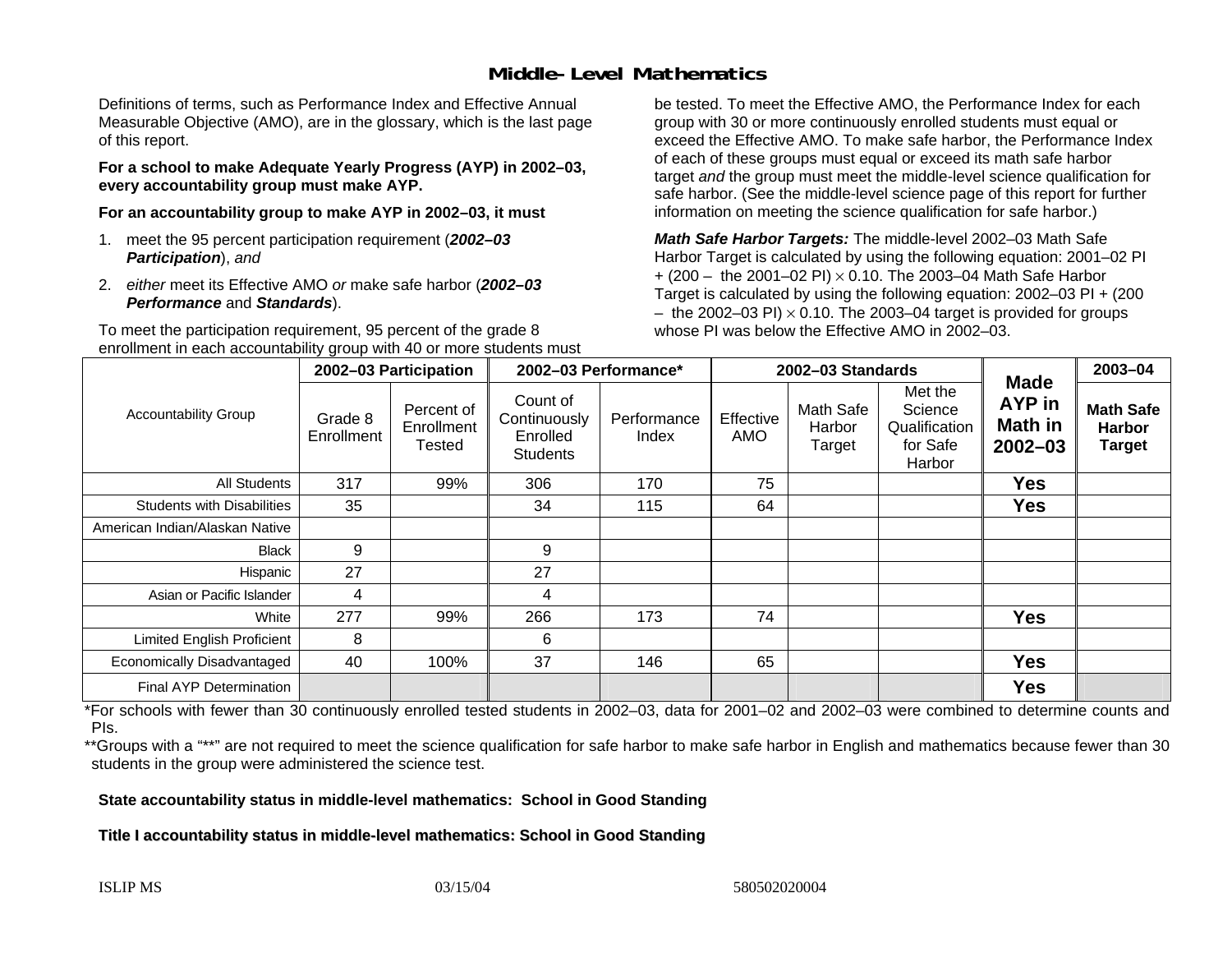# Middle-Level Mathematics

Definitions of terms, such as Performance Index and Effective Annual Measurable Objective (AMO), are in the glossary, which is the last page of this report.

**For a school to make Adequate Yearly Progress (AYP) in 2002–03, every accountability group must make AYP.**

**For an accountability group to make AYP in 2002–03, it must**

1. meet the 95 percent participation requirement (***2002–03 Participation***), *and*
2. *either* meet its Effective AMO *or* make safe harbor (***2002–03 Performance*** and ***Standards***).

To meet the participation requirement, 95 percent of the grade 8 enrollment in each accountability group with 40 or more students must be tested. To meet the Effective AMO, the Performance Index for each group with 30 or more continuously enrolled students must equal or exceed the Effective AMO. To make safe harbor, the Performance Index of each of these groups must equal or exceed its math safe harbor target *and* the group must meet the middle-level science qualification for safe harbor. (See the middle-level science page of this report for further information on meeting the science qualification for safe harbor.)

***Math Safe Harbor Targets:*** The middle-level 2002–03 Math Safe Harbor Target is calculated by using the following equation: 2001–02 PI + (200 – the 2001–02 PI) $\times$ 0.10. The 2003–04 Math Safe Harbor Target is calculated by using the following equation: 2002–03 PI + (200 – the 2002–03 PI) $\times$ 0.10. The 2003–04 target is provided for groups whose PI was below the Effective AMO in 2002–03.

| Accountability Group | 2002–03 Participation | | 2002–03 Performance* | | 2002–03 Standards | | | Made AYP in Math in 2002–03 | 2003–04 |
|---|---|---|---|---|---|---|---|---|---|
| | Grade 8 Enrollment | Percent of Enrollment Tested | Count of Continuously Enrolled Students | Performance Index | Effective AMO | Math Safe Harbor Target | Met the Science Qualification for Safe Harbor | | Math Safe Harbor Target |
| All Students | 317 | 99% | 306 | 170 | 75 | | | Yes | |
| Students with Disabilities | 35 | | 34 | 115 | 64 | | | Yes | |
| American Indian/Alaskan Native | | | | | | | | | |
| Black | 9 | | 9 | | | | | | |
| Hispanic | 27 | | 27 | | | | | | |
| Asian or Pacific Islander | 4 | | 4 | | | | | | |
| White | 277 | 99% | 266 | 173 | 74 | | | Yes | |
| Limited English Proficient | 8 | | 6 | | | | | | |
| Economically Disadvantaged | 40 | 100% | 37 | 146 | 65 | | | Yes | |
| Final AYP Determination | | | | | | | | Yes | |

*For schools with fewer than 30 continuously enrolled tested students in 2002–03, data for 2001–02 and 2002–03 were combined to determine counts and PIs.

**Groups with a "**" are not required to meet the science qualification for safe harbor to make safe harbor in English and mathematics because fewer than 30 students in the group were administered the science test.

**State accountability status in middle-level mathematics: School in Good Standing**

**Title I accountability status in middle-level mathematics: School in Good Standing**

ISLIP MS 03/15/04 580502020004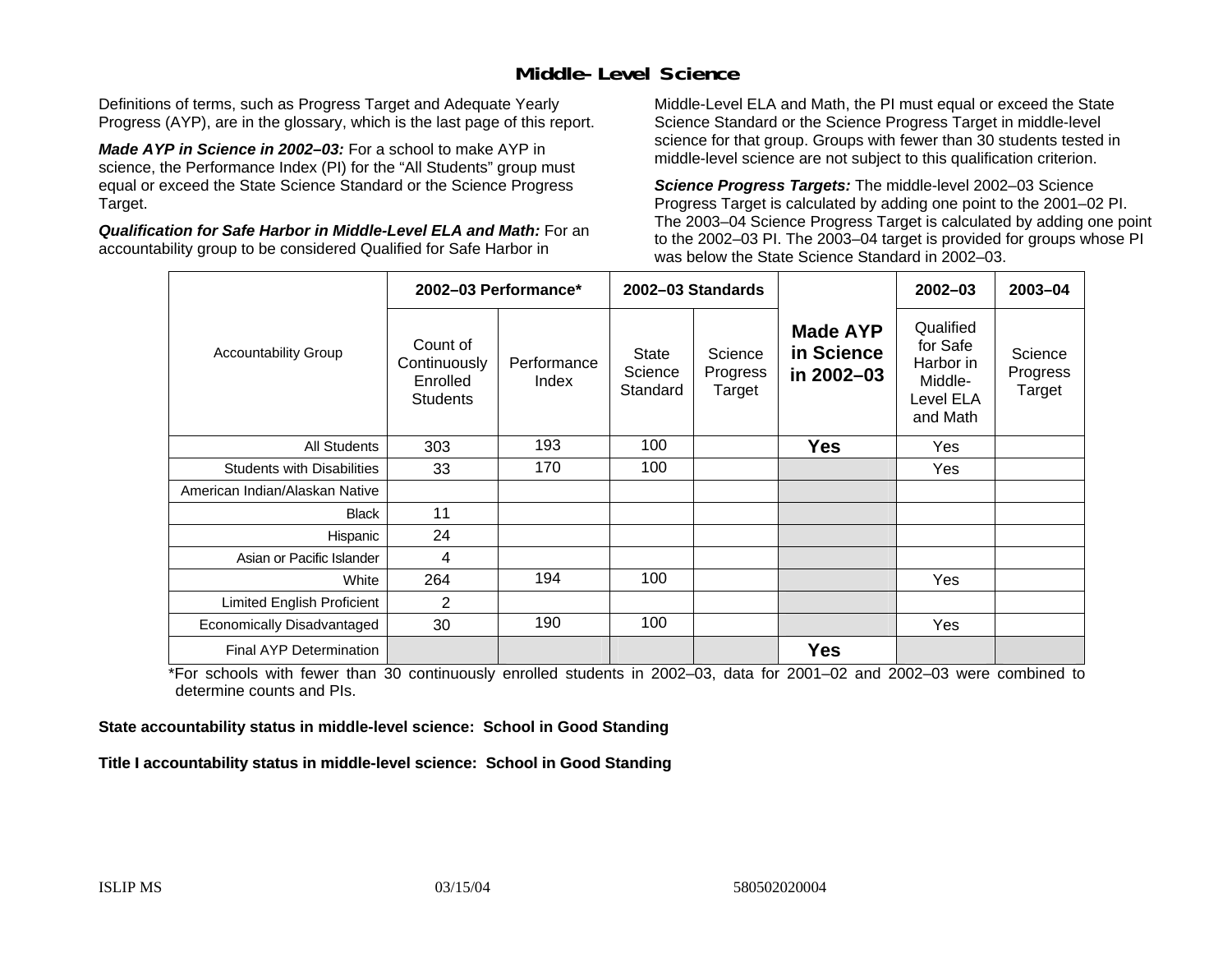## Middle-Level Science

Definitions of terms, such as Progress Target and Adequate Yearly Progress (AYP), are in the glossary, which is the last page of this report.

***Made AYP in Science in 2002–03:*** For a school to make AYP in science, the Performance Index (PI) for the "All Students" group must equal or exceed the State Science Standard or the Science Progress Target.

***Qualification for Safe Harbor in Middle-Level ELA and Math:*** For an accountability group to be considered Qualified for Safe Harbor in Middle-Level ELA and Math, the PI must equal or exceed the State Science Standard or the Science Progress Target in middle-level science for that group. Groups with fewer than 30 students tested in middle-level science are not subject to this qualification criterion.

***Science Progress Targets:*** The middle-level 2002–03 Science Progress Target is calculated by adding one point to the 2001–02 PI. The 2003–04 Science Progress Target is calculated by adding one point to the 2002–03 PI. The 2003–04 target is provided for groups whose PI was below the State Science Standard in 2002–03.

| Accountability Group | 2002–03 Performance* | | 2002–03 Standards | | Made AYP in Science in 2002–03 | 2002–03 | 2003–04 |
|---|---|---|---|---|---|---|---|
| | Count of Continuously Enrolled Students | Performance Index | State Science Standard | Science Progress Target | | Qualified for Safe Harbor in Middle-Level ELA and Math | Science Progress Target |
| All Students | 303 | 193 | 100 | | **Yes** | Yes | |
| Students with Disabilities | 33 | 170 | 100 | | | Yes | |
| American Indian/Alaskan Native | | | | | | | |
| Black | 11 | | | | | | |
| Hispanic | 24 | | | | | | |
| Asian or Pacific Islander | 4 | | | | | | |
| White | 264 | 194 | 100 | | | Yes | |
| Limited English Proficient | 2 | | | | | | |
| Economically Disadvantaged | 30 | 190 | 100 | | | Yes | |
| Final AYP Determination | | | | | **Yes** | | |

*For schools with fewer than 30 continuously enrolled students in 2002–03, data for 2001–02 and 2002–03 were combined to determine counts and PIs.

**State accountability status in middle-level science: School in Good Standing**

**Title I accountability status in middle-level science: School in Good Standing**

ISLIP MS 03/15/04 580502020004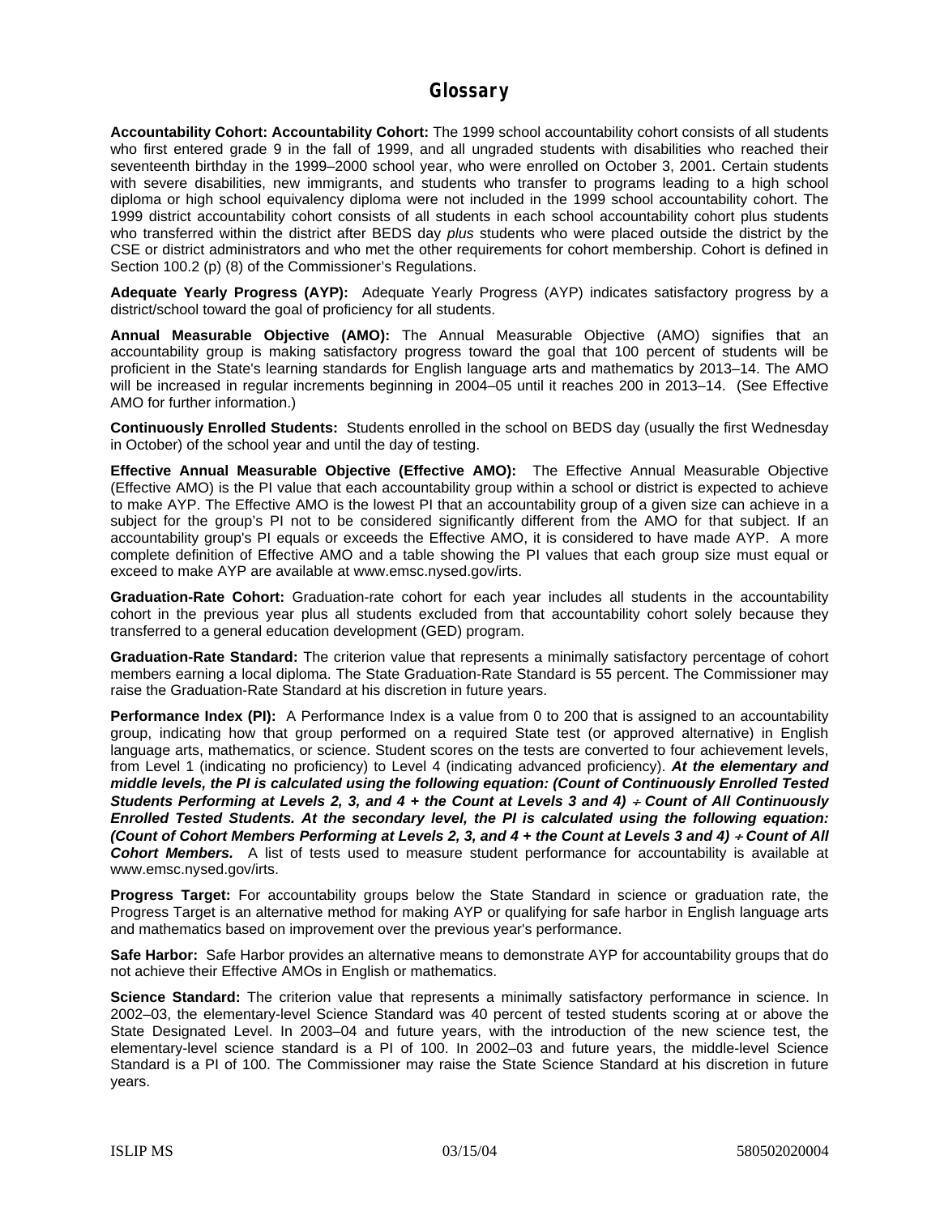# Glossary

**Accountability Cohort: Accountability Cohort:** The 1999 school accountability cohort consists of all students who first entered grade 9 in the fall of 1999, and all ungraded students with disabilities who reached their seventeenth birthday in the 1999–2000 school year, who were enrolled on October 3, 2001. Certain students with severe disabilities, new immigrants, and students who transfer to programs leading to a high school diploma or high school equivalency diploma were not included in the 1999 school accountability cohort. The 1999 district accountability cohort consists of all students in each school accountability cohort plus students who transferred within the district after BEDS day *plus* students who were placed outside the district by the CSE or district administrators and who met the other requirements for cohort membership. Cohort is defined in Section 100.2 (p) (8) of the Commissioner's Regulations.

**Adequate Yearly Progress (AYP):** Adequate Yearly Progress (AYP) indicates satisfactory progress by a district/school toward the goal of proficiency for all students.

**Annual Measurable Objective (AMO):** The Annual Measurable Objective (AMO) signifies that an accountability group is making satisfactory progress toward the goal that 100 percent of students will be proficient in the State's learning standards for English language arts and mathematics by 2013–14. The AMO will be increased in regular increments beginning in 2004–05 until it reaches 200 in 2013–14. (See Effective AMO for further information.)

**Continuously Enrolled Students:** Students enrolled in the school on BEDS day (usually the first Wednesday in October) of the school year and until the day of testing.

**Effective Annual Measurable Objective (Effective AMO):** The Effective Annual Measurable Objective (Effective AMO) is the PI value that each accountability group within a school or district is expected to achieve to make AYP. The Effective AMO is the lowest PI that an accountability group of a given size can achieve in a subject for the group's PI not to be considered significantly different from the AMO for that subject. If an accountability group's PI equals or exceeds the Effective AMO, it is considered to have made AYP. A more complete definition of Effective AMO and a table showing the PI values that each group size must equal or exceed to make AYP are available at www.emsc.nysed.gov/irts.

**Graduation-Rate Cohort:** Graduation-rate cohort for each year includes all students in the accountability cohort in the previous year plus all students excluded from that accountability cohort solely because they transferred to a general education development (GED) program.

**Graduation-Rate Standard:** The criterion value that represents a minimally satisfactory percentage of cohort members earning a local diploma. The State Graduation-Rate Standard is 55 percent. The Commissioner may raise the Graduation-Rate Standard at his discretion in future years.

**Performance Index (PI):** A Performance Index is a value from 0 to 200 that is assigned to an accountability group, indicating how that group performed on a required State test (or approved alternative) in English language arts, mathematics, or science. Student scores on the tests are converted to four achievement levels, from Level 1 (indicating no proficiency) to Level 4 (indicating advanced proficiency). ***At the elementary and middle levels, the PI is calculated using the following equation: (Count of Continuously Enrolled Tested Students Performing at Levels 2, 3, and 4 + the Count at Levels 3 and 4) ÷ Count of All Continuously Enrolled Tested Students. At the secondary level, the PI is calculated using the following equation: (Count of Cohort Members Performing at Levels 2, 3, and 4 + the Count at Levels 3 and 4) ÷ Count of All Cohort Members.*** A list of tests used to measure student performance for accountability is available at www.emsc.nysed.gov/irts.

**Progress Target:** For accountability groups below the State Standard in science or graduation rate, the Progress Target is an alternative method for making AYP or qualifying for safe harbor in English language arts and mathematics based on improvement over the previous year's performance.

**Safe Harbor:** Safe Harbor provides an alternative means to demonstrate AYP for accountability groups that do not achieve their Effective AMOs in English or mathematics.

**Science Standard:** The criterion value that represents a minimally satisfactory performance in science. In 2002–03, the elementary-level Science Standard was 40 percent of tested students scoring at or above the State Designated Level. In 2003–04 and future years, with the introduction of the new science test, the elementary-level science standard is a PI of 100. In 2002–03 and future years, the middle-level Science Standard is a PI of 100. The Commissioner may raise the State Science Standard at his discretion in future years.